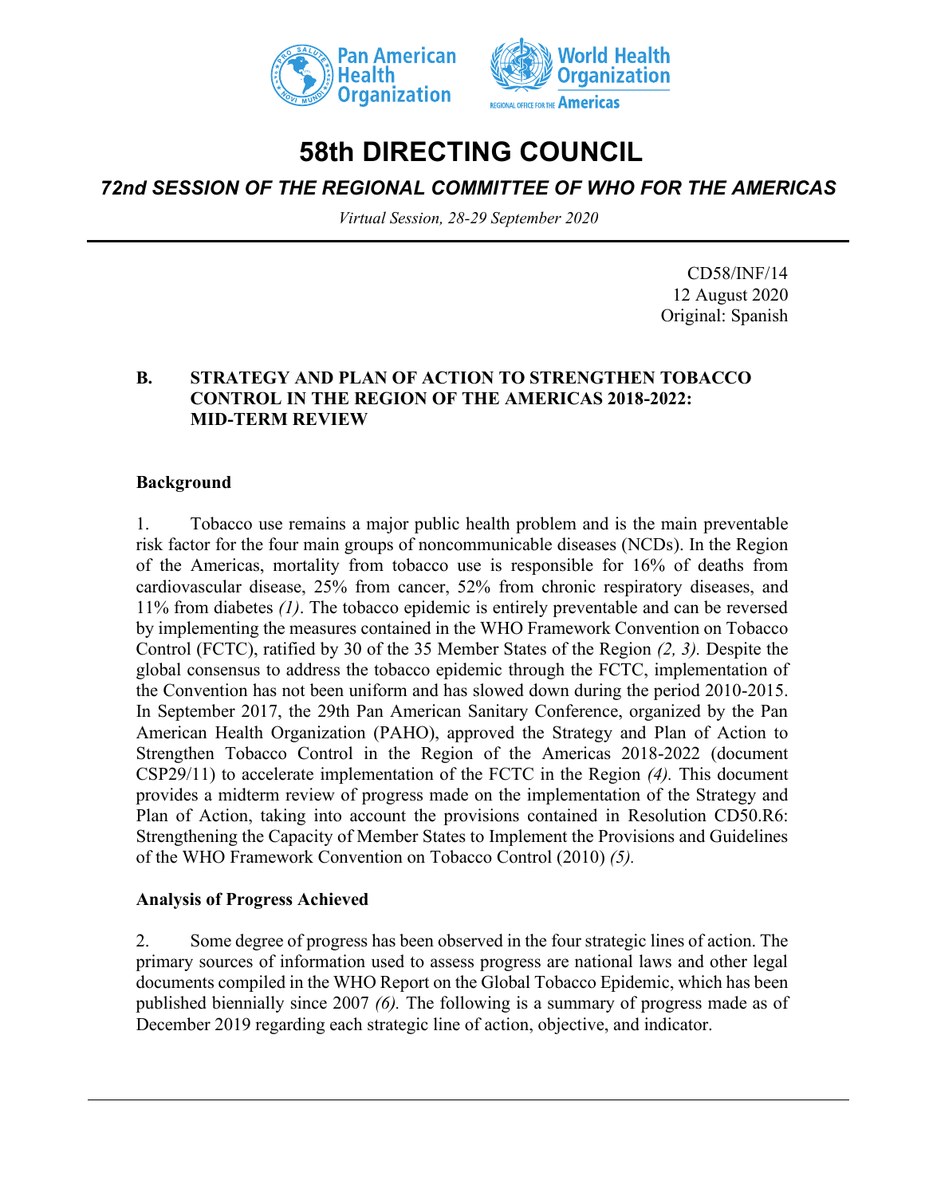# 58th DIRECTING COUNCIL

## *72nd SESSION OF THE REGIONAL COMMITTEE OF WHO FOR THE AMERICAS*

*Virtual Session, 28-29 September 2020*

CD58/INF/14
12 August 2020
Original: Spanish

### B. STRATEGY AND PLAN OF ACTION TO STRENGTHEN TOBACCO CONTROL IN THE REGION OF THE AMERICAS 2018-2022: MID-TERM REVIEW

**Background**

1. Tobacco use remains a major public health problem and is the main preventable risk factor for the four main groups of noncommunicable diseases (NCDs). In the Region of the Americas, mortality from tobacco use is responsible for 16% of deaths from cardiovascular disease, 25% from cancer, 52% from chronic respiratory diseases, and 11% from diabetes *(1)*. The tobacco epidemic is entirely preventable and can be reversed by implementing the measures contained in the WHO Framework Convention on Tobacco Control (FCTC), ratified by 30 of the 35 Member States of the Region *(2, 3)*. Despite the global consensus to address the tobacco epidemic through the FCTC, implementation of the Convention has not been uniform and has slowed down during the period 2010-2015. In September 2017, the 29th Pan American Sanitary Conference, organized by the Pan American Health Organization (PAHO), approved the Strategy and Plan of Action to Strengthen Tobacco Control in the Region of the Americas 2018-2022 (document CSP29/11) to accelerate implementation of the FCTC in the Region *(4)*. This document provides a midterm review of progress made on the implementation of the Strategy and Plan of Action, taking into account the provisions contained in Resolution CD50.R6: Strengthening the Capacity of Member States to Implement the Provisions and Guidelines of the WHO Framework Convention on Tobacco Control (2010) *(5)*.

**Analysis of Progress Achieved**

2. Some degree of progress has been observed in the four strategic lines of action. The primary sources of information used to assess progress are national laws and other legal documents compiled in the WHO Report on the Global Tobacco Epidemic, which has been published biennially since 2007 *(6)*. The following is a summary of progress made as of December 2019 regarding each strategic line of action, objective, and indicator.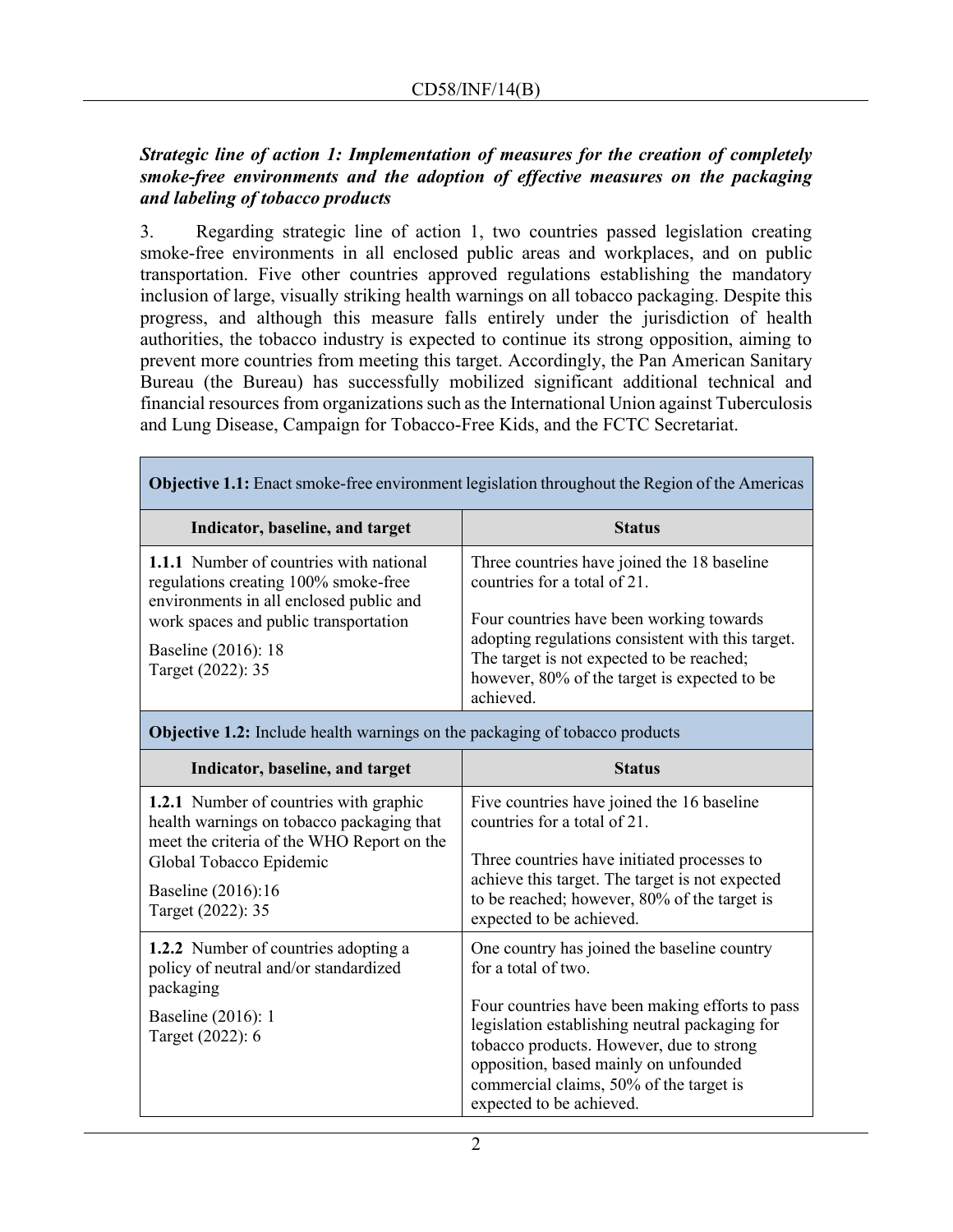***Strategic line of action 1: Implementation of measures for the creation of completely smoke-free environments and the adoption of effective measures on the packaging and labeling of tobacco products***

3. Regarding strategic line of action 1, two countries passed legislation creating smoke-free environments in all enclosed public areas and workplaces, and on public transportation. Five other countries approved regulations establishing the mandatory inclusion of large, visually striking health warnings on all tobacco packaging. Despite this progress, and although this measure falls entirely under the jurisdiction of health authorities, the tobacco industry is expected to continue its strong opposition, aiming to prevent more countries from meeting this target. Accordingly, the Pan American Sanitary Bureau (the Bureau) has successfully mobilized significant additional technical and financial resources from organizations such as the International Union against Tuberculosis and Lung Disease, Campaign for Tobacco-Free Kids, and the FCTC Secretariat.

| **Objective 1.1:** Enact smoke-free environment legislation throughout the Region of the Americas | |
|---|---|
| **Indicator, baseline, and target** | **Status** |
| **1.1.1** Number of countries with national regulations creating 100% smoke-free environments in all enclosed public and work spaces and public transportation<br><br>Baseline (2016): 18<br>Target (2022): 35 | Three countries have joined the 18 baseline countries for a total of 21.<br><br>Four countries have been working towards adopting regulations consistent with this target. The target is not expected to be reached; however, 80% of the target is expected to be achieved. |

| **Objective 1.2:** Include health warnings on the packaging of tobacco products | |
|---|---|
| **Indicator, baseline, and target** | **Status** |
| **1.2.1** Number of countries with graphic health warnings on tobacco packaging that meet the criteria of the WHO Report on the Global Tobacco Epidemic<br><br>Baseline (2016):16<br>Target (2022): 35 | Five countries have joined the 16 baseline countries for a total of 21.<br><br>Three countries have initiated processes to achieve this target. The target is not expected to be reached; however, 80% of the target is expected to be achieved. |
| **1.2.2** Number of countries adopting a policy of neutral and/or standardized packaging<br><br>Baseline (2016): 1<br>Target (2022): 6 | One country has joined the baseline country for a total of two.<br><br>Four countries have been making efforts to pass legislation establishing neutral packaging for tobacco products. However, due to strong opposition, based mainly on unfounded commercial claims, 50% of the target is expected to be achieved. |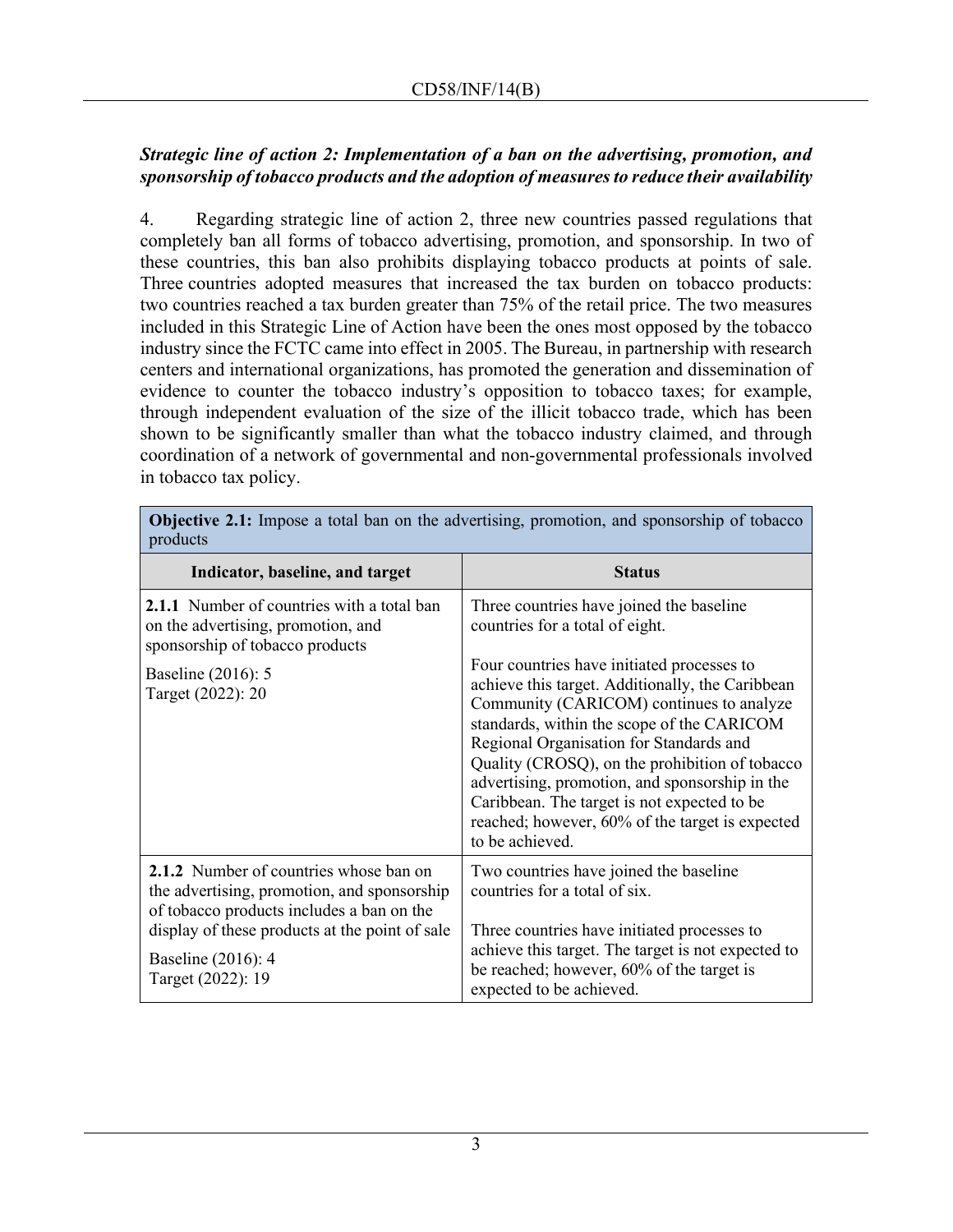***Strategic line of action 2: Implementation of a ban on the advertising, promotion, and sponsorship of tobacco products and the adoption of measures to reduce their availability***

4. Regarding strategic line of action 2, three new countries passed regulations that completely ban all forms of tobacco advertising, promotion, and sponsorship. In two of these countries, this ban also prohibits displaying tobacco products at points of sale. Three countries adopted measures that increased the tax burden on tobacco products: two countries reached a tax burden greater than 75% of the retail price. The two measures included in this Strategic Line of Action have been the ones most opposed by the tobacco industry since the FCTC came into effect in 2005. The Bureau, in partnership with research centers and international organizations, has promoted the generation and dissemination of evidence to counter the tobacco industry's opposition to tobacco taxes; for example, through independent evaluation of the size of the illicit tobacco trade, which has been shown to be significantly smaller than what the tobacco industry claimed, and through coordination of a network of governmental and non-governmental professionals involved in tobacco tax policy.

| **Objective 2.1:** Impose a total ban on the advertising, promotion, and sponsorship of tobacco products | |
|---|---|
| **Indicator, baseline, and target** | **Status** |
| **2.1.1** Number of countries with a total ban on the advertising, promotion, and sponsorship of tobacco products<br><br>Baseline (2016): 5<br>Target (2022): 20 | Three countries have joined the baseline countries for a total of eight.<br><br>Four countries have initiated processes to achieve this target. Additionally, the Caribbean Community (CARICOM) continues to analyze standards, within the scope of the CARICOM Regional Organisation for Standards and Quality (CROSQ), on the prohibition of tobacco advertising, promotion, and sponsorship in the Caribbean. The target is not expected to be reached; however, 60% of the target is expected to be achieved. |
| **2.1.2** Number of countries whose ban on the advertising, promotion, and sponsorship of tobacco products includes a ban on the display of these products at the point of sale<br><br>Baseline (2016): 4<br>Target (2022): 19 | Two countries have joined the baseline countries for a total of six.<br><br>Three countries have initiated processes to achieve this target. The target is not expected to be reached; however, 60% of the target is expected to be achieved. |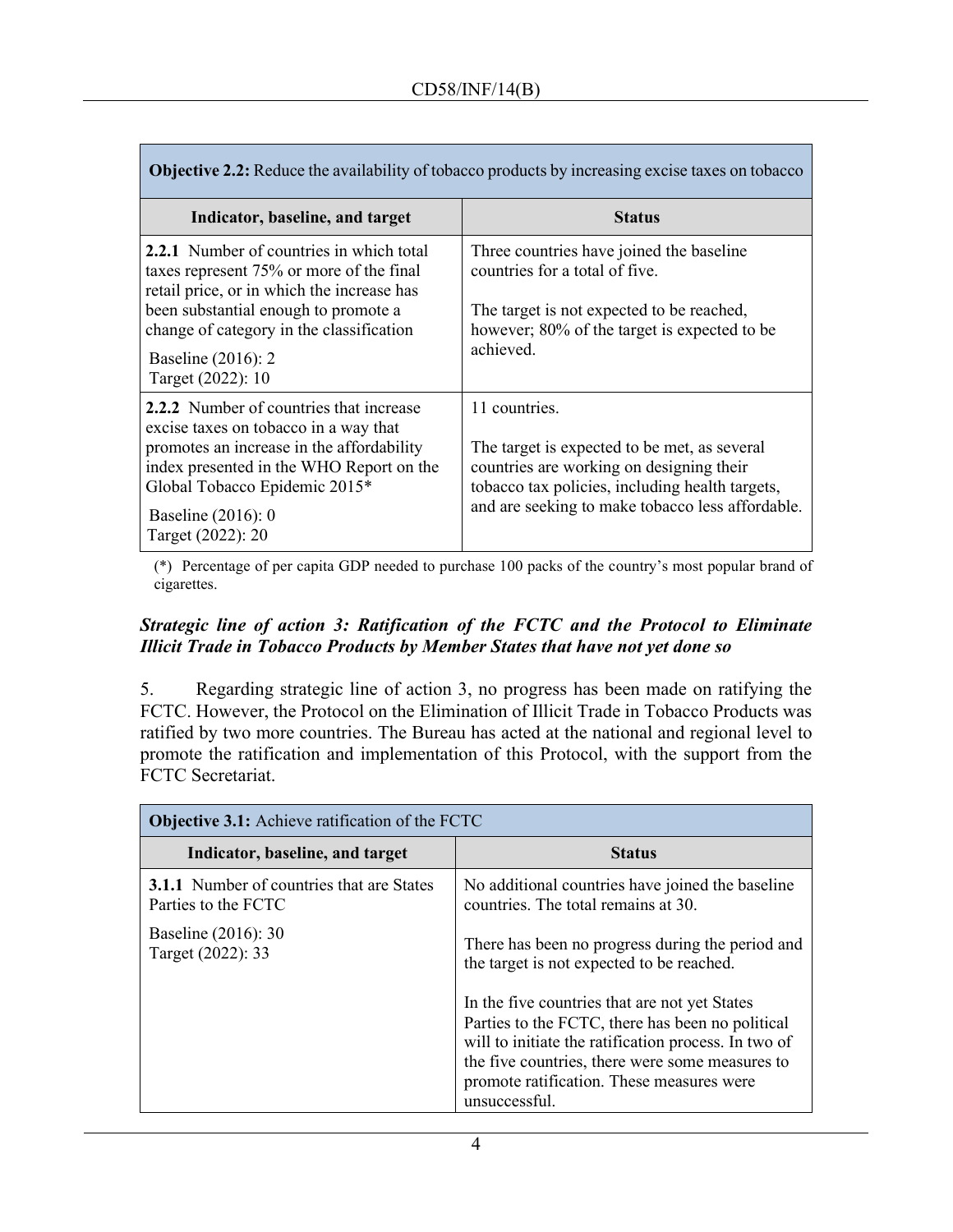| **Objective 2.2:** Reduce the availability of tobacco products by increasing excise taxes on tobacco | |
|---|---|
| **Indicator, baseline, and target** | **Status** |
| **2.2.1** Number of countries in which total taxes represent 75% or more of the final retail price, or in which the increase has been substantial enough to promote a change of category in the classification<br><br>Baseline (2016): 2<br>Target (2022): 10 | Three countries have joined the baseline countries for a total of five.<br><br>The target is not expected to be reached, however; 80% of the target is expected to be achieved. |
| **2.2.2** Number of countries that increase excise taxes on tobacco in a way that promotes an increase in the affordability index presented in the WHO Report on the Global Tobacco Epidemic 2015*<br><br>Baseline (2016): 0<br>Target (2022): 20 | 11 countries.<br><br>The target is expected to be met, as several countries are working on designing their tobacco tax policies, including health targets, and are seeking to make tobacco less affordable. |

(*) Percentage of per capita GDP needed to purchase 100 packs of the country's most popular brand of cigarettes.

***Strategic line of action 3: Ratification of the FCTC and the Protocol to Eliminate Illicit Trade in Tobacco Products by Member States that have not yet done so***

5. Regarding strategic line of action 3, no progress has been made on ratifying the FCTC. However, the Protocol on the Elimination of Illicit Trade in Tobacco Products was ratified by two more countries. The Bureau has acted at the national and regional level to promote the ratification and implementation of this Protocol, with the support from the FCTC Secretariat.

| **Objective 3.1:** Achieve ratification of the FCTC | |
|---|---|
| **Indicator, baseline, and target** | **Status** |
| **3.1.1** Number of countries that are States Parties to the FCTC<br><br>Baseline (2016): 30<br>Target (2022): 33 | No additional countries have joined the baseline countries. The total remains at 30.<br><br>There has been no progress during the period and the target is not expected to be reached.<br><br>In the five countries that are not yet States Parties to the FCTC, there has been no political will to initiate the ratification process. In two of the five countries, there were some measures to promote ratification. These measures were unsuccessful. |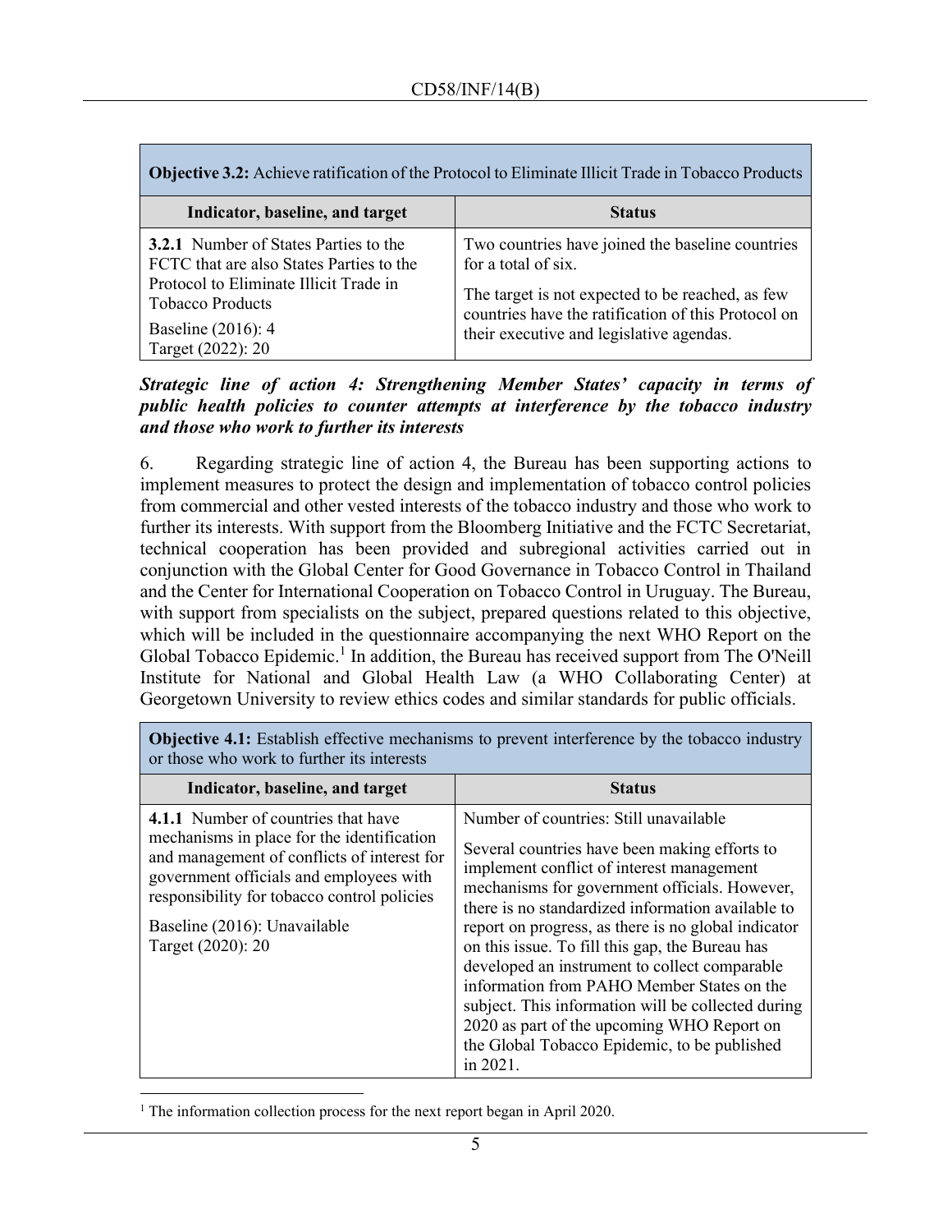| **Objective 3.2:** Achieve ratification of the Protocol to Eliminate Illicit Trade in Tobacco Products | |
|---|---|
| **Indicator, baseline, and target** | **Status** |
| **3.2.1** Number of States Parties to the FCTC that are also States Parties to the Protocol to Eliminate Illicit Trade in Tobacco Products<br><br>Baseline (2016): 4<br>Target (2022): 20 | Two countries have joined the baseline countries for a total of six.<br><br>The target is not expected to be reached, as few countries have the ratification of this Protocol on their executive and legislative agendas. |

***Strategic line of action 4: Strengthening Member States' capacity in terms of public health policies to counter attempts at interference by the tobacco industry and those who work to further its interests***

6. Regarding strategic line of action 4, the Bureau has been supporting actions to implement measures to protect the design and implementation of tobacco control policies from commercial and other vested interests of the tobacco industry and those who work to further its interests. With support from the Bloomberg Initiative and the FCTC Secretariat, technical cooperation has been provided and subregional activities carried out in conjunction with the Global Center for Good Governance in Tobacco Control in Thailand and the Center for International Cooperation on Tobacco Control in Uruguay. The Bureau, with support from specialists on the subject, prepared questions related to this objective, which will be included in the questionnaire accompanying the next WHO Report on the Global Tobacco Epidemic.[1] In addition, the Bureau has received support from The O'Neill Institute for National and Global Health Law (a WHO Collaborating Center) at Georgetown University to review ethics codes and similar standards for public officials.

| **Objective 4.1:** Establish effective mechanisms to prevent interference by the tobacco industry or those who work to further its interests | |
|---|---|
| **Indicator, baseline, and target** | **Status** |
| **4.1.1** Number of countries that have mechanisms in place for the identification and management of conflicts of interest for government officials and employees with responsibility for tobacco control policies<br><br>Baseline (2016): Unavailable<br>Target (2020): 20 | Number of countries: Still unavailable<br><br>Several countries have been making efforts to implement conflict of interest management mechanisms for government officials. However, there is no standardized information available to report on progress, as there is no global indicator on this issue. To fill this gap, the Bureau has developed an instrument to collect comparable information from PAHO Member States on the subject. This information will be collected during 2020 as part of the upcoming WHO Report on the Global Tobacco Epidemic, to be published in 2021. |

[1] The information collection process for the next report began in April 2020.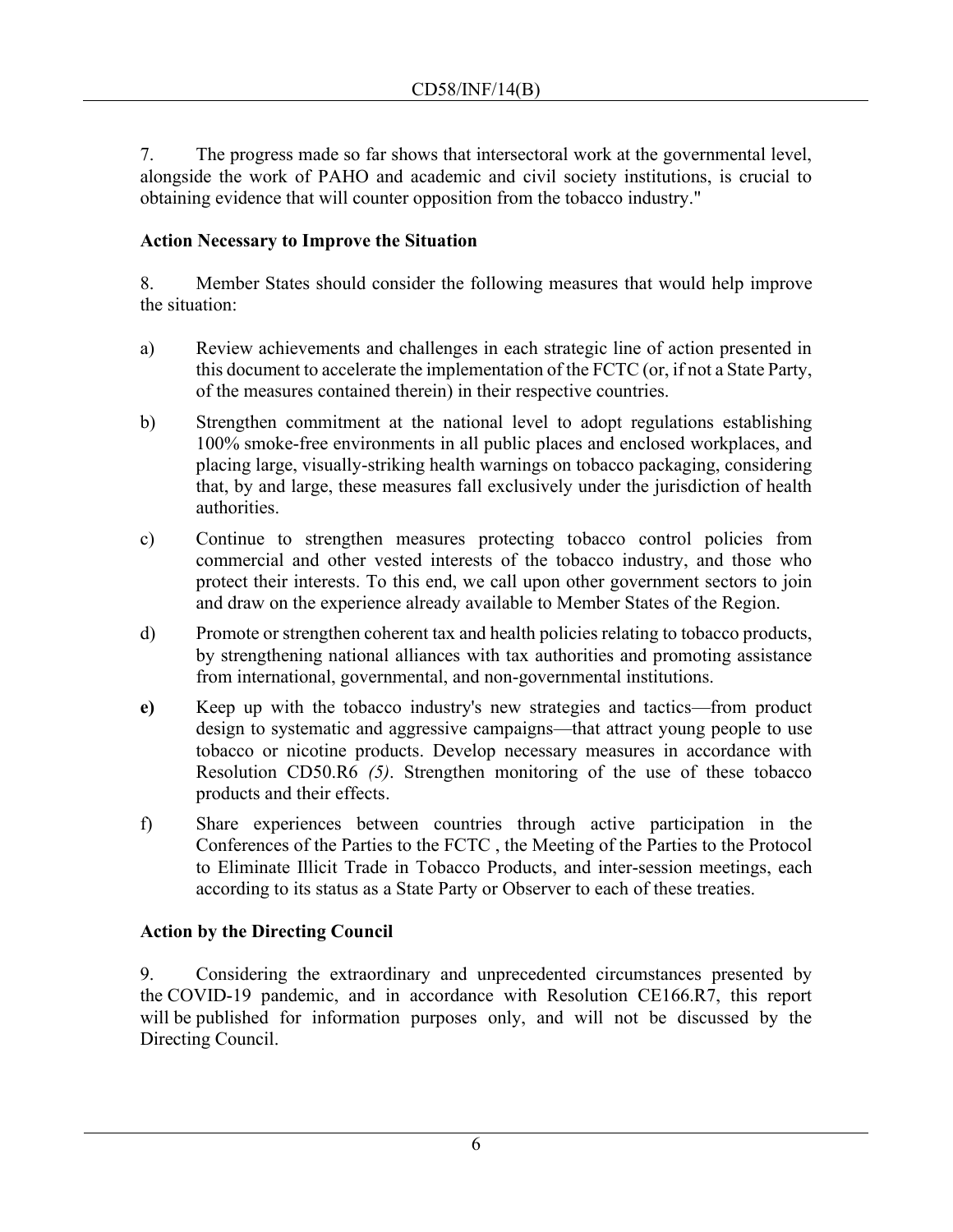7. The progress made so far shows that intersectoral work at the governmental level, alongside the work of PAHO and academic and civil society institutions, is crucial to obtaining evidence that will counter opposition from the tobacco industry."

**Action Necessary to Improve the Situation**

8. Member States should consider the following measures that would help improve the situation:

a) Review achievements and challenges in each strategic line of action presented in this document to accelerate the implementation of the FCTC (or, if not a State Party, of the measures contained therein) in their respective countries.

b) Strengthen commitment at the national level to adopt regulations establishing 100% smoke-free environments in all public places and enclosed workplaces, and placing large, visually-striking health warnings on tobacco packaging, considering that, by and large, these measures fall exclusively under the jurisdiction of health authorities.

c) Continue to strengthen measures protecting tobacco control policies from commercial and other vested interests of the tobacco industry, and those who protect their interests. To this end, we call upon other government sectors to join and draw on the experience already available to Member States of the Region.

d) Promote or strengthen coherent tax and health policies relating to tobacco products, by strengthening national alliances with tax authorities and promoting assistance from international, governmental, and non-governmental institutions.

**e)** Keep up with the tobacco industry's new strategies and tactics—from product design to systematic and aggressive campaigns—that attract young people to use tobacco or nicotine products. Develop necessary measures in accordance with Resolution CD50.R6 *(5)*. Strengthen monitoring of the use of these tobacco products and their effects.

f) Share experiences between countries through active participation in the Conferences of the Parties to the FCTC , the Meeting of the Parties to the Protocol to Eliminate Illicit Trade in Tobacco Products, and inter-session meetings, each according to its status as a State Party or Observer to each of these treaties.

**Action by the Directing Council**

9. Considering the extraordinary and unprecedented circumstances presented by the COVID-19 pandemic, and in accordance with Resolution CE166.R7, this report will be published for information purposes only, and will not be discussed by the Directing Council.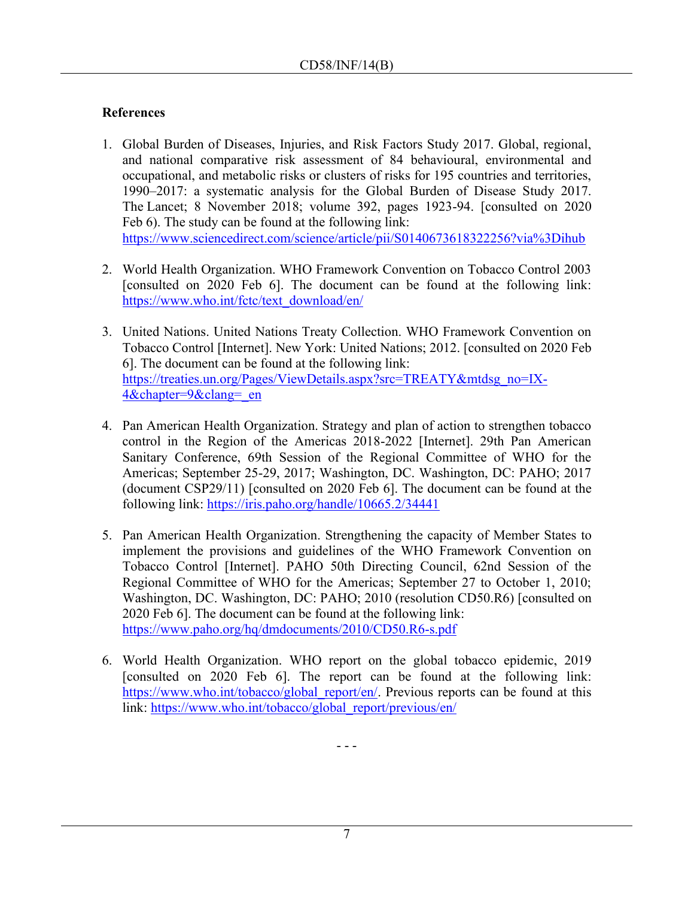## References

1. Global Burden of Diseases, Injuries, and Risk Factors Study 2017. Global, regional, and national comparative risk assessment of 84 behavioural, environmental and occupational, and metabolic risks or clusters of risks for 195 countries and territories, 1990–2017: a systematic analysis for the Global Burden of Disease Study 2017. The Lancet; 8 November 2018; volume 392, pages 1923-94. [consulted on 2020 Feb 6). The study can be found at the following link: https://www.sciencedirect.com/science/article/pii/S0140673618322256?via%3Dihub

2. World Health Organization. WHO Framework Convention on Tobacco Control 2003 [consulted on 2020 Feb 6]. The document can be found at the following link: https://www.who.int/fctc/text_download/en/

3. United Nations. United Nations Treaty Collection. WHO Framework Convention on Tobacco Control [Internet]. New York: United Nations; 2012. [consulted on 2020 Feb 6]. The document can be found at the following link: https://treaties.un.org/Pages/ViewDetails.aspx?src=TREATY&mtdsg_no=IX-4&chapter=9&clang=_en

4. Pan American Health Organization. Strategy and plan of action to strengthen tobacco control in the Region of the Americas 2018-2022 [Internet]. 29th Pan American Sanitary Conference, 69th Session of the Regional Committee of WHO for the Americas; September 25-29, 2017; Washington, DC. Washington, DC: PAHO; 2017 (document CSP29/11) [consulted on 2020 Feb 6]. The document can be found at the following link: https://iris.paho.org/handle/10665.2/34441

5. Pan American Health Organization. Strengthening the capacity of Member States to implement the provisions and guidelines of the WHO Framework Convention on Tobacco Control [Internet]. PAHO 50th Directing Council, 62nd Session of the Regional Committee of WHO for the Americas; September 27 to October 1, 2010; Washington, DC. Washington, DC: PAHO; 2010 (resolution CD50.R6) [consulted on 2020 Feb 6]. The document can be found at the following link: https://www.paho.org/hq/dmdocuments/2010/CD50.R6-s.pdf

6. World Health Organization. WHO report on the global tobacco epidemic, 2019 [consulted on 2020 Feb 6]. The report can be found at the following link: https://www.who.int/tobacco/global_report/en/. Previous reports can be found at this link: https://www.who.int/tobacco/global_report/previous/en/

- - -